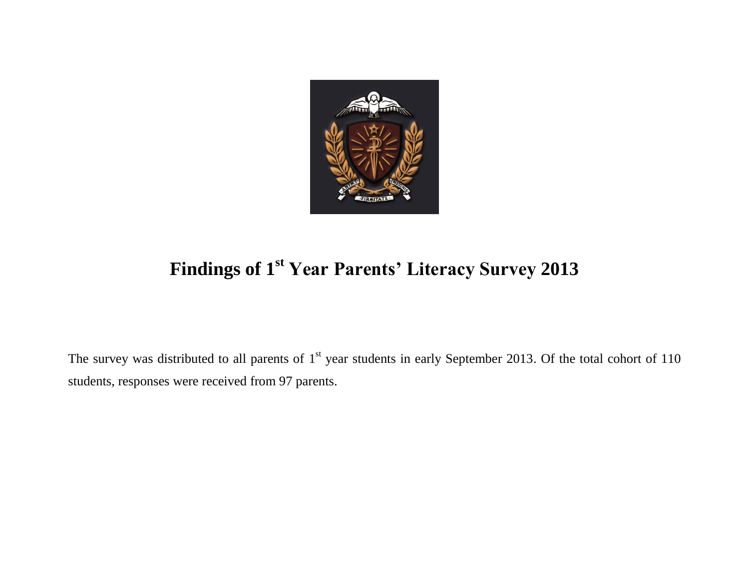# Findings of 1st Year Parents' Literacy Survey 2013

The survey was distributed to all parents of 1st year students in early September 2013. Of the total cohort of 110 students, responses were received from 97 parents.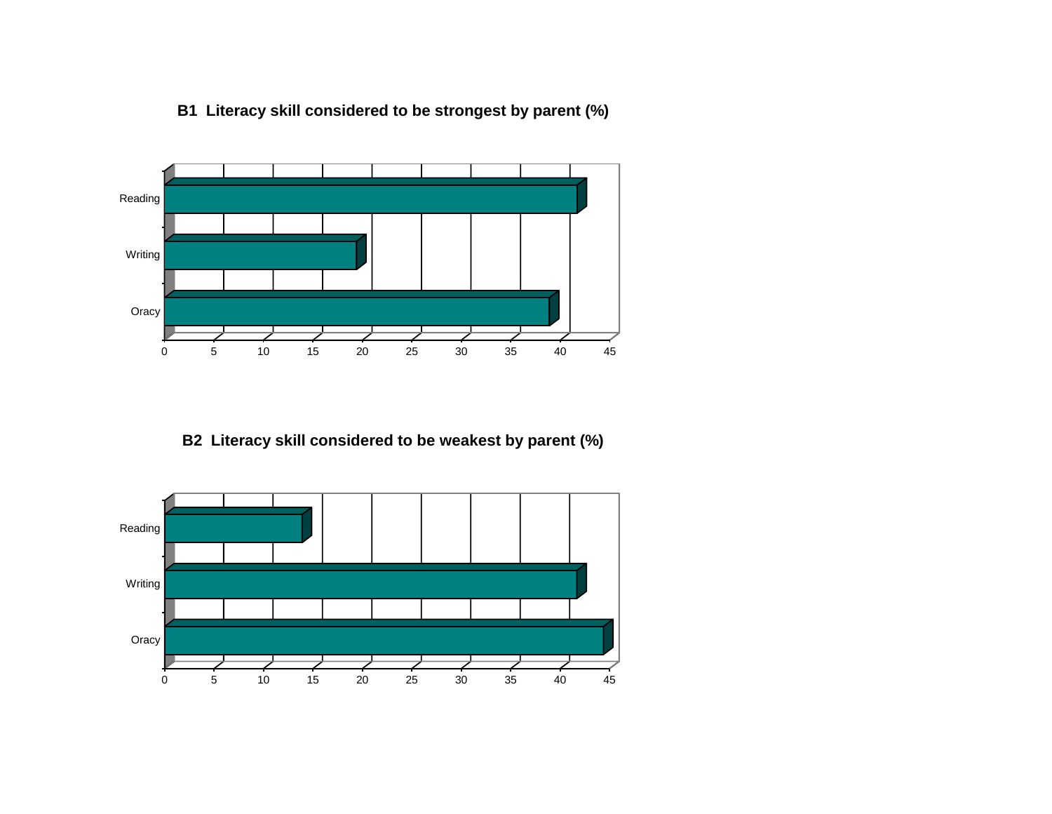**B1 Literacy skill considered to be strongest by parent (%)**

Reading
Writing
Oracy

0 5 10 15 20 25 30 35 40 45

**B2 Literacy skill considered to be weakest by parent (%)**

Reading
Writing
Oracy

0 5 10 15 20 25 30 35 40 45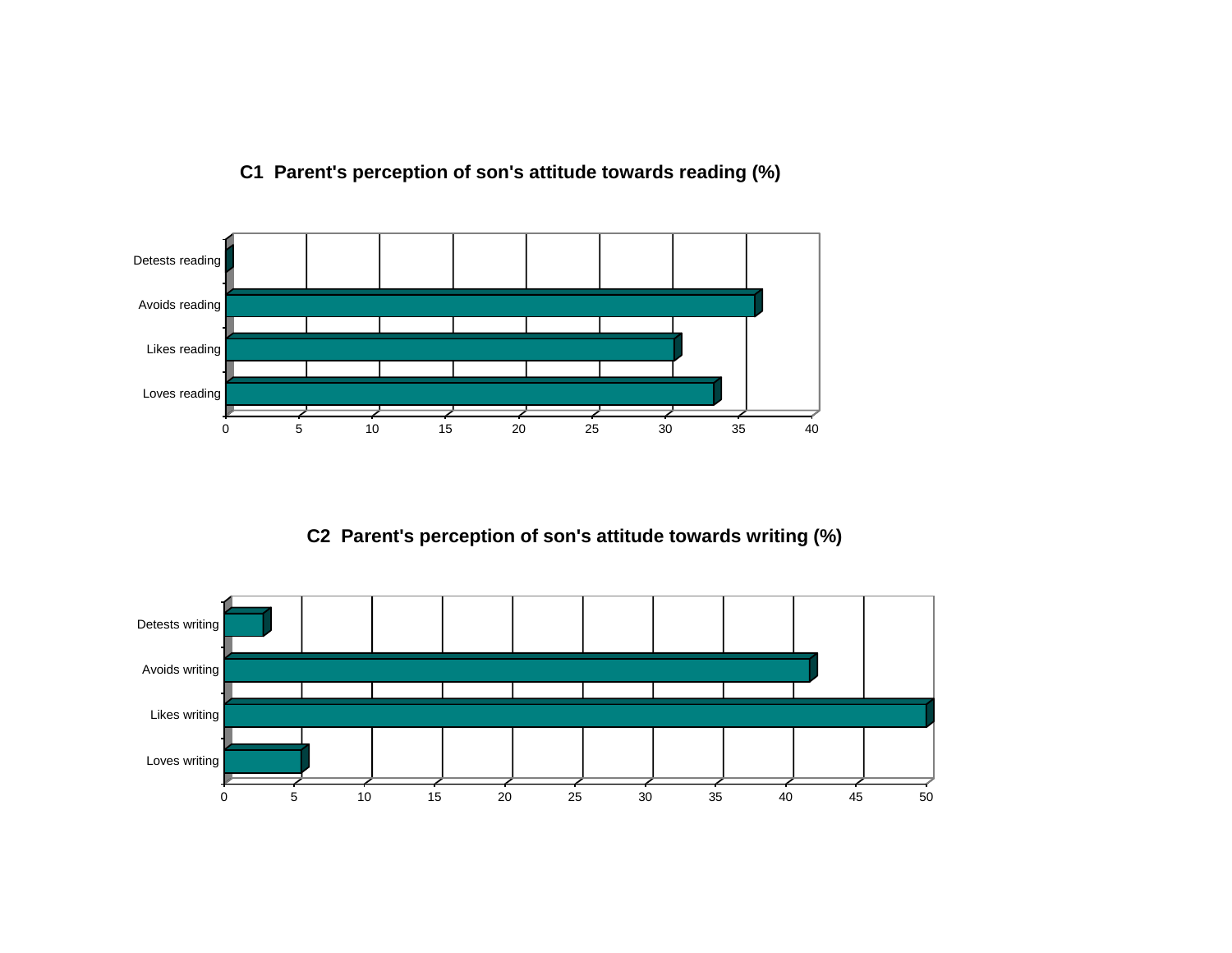**C1 Parent's perception of son's attitude towards reading (%)**

Detests reading

Avoids reading

Likes reading

Loves reading

0 5 10 15 20 25 30 35 40

**C2 Parent's perception of son's attitude towards writing (%)**

Detests writing

Avoids writing

Likes writing

Loves writing

0 5 10 15 20 25 30 35 40 45 50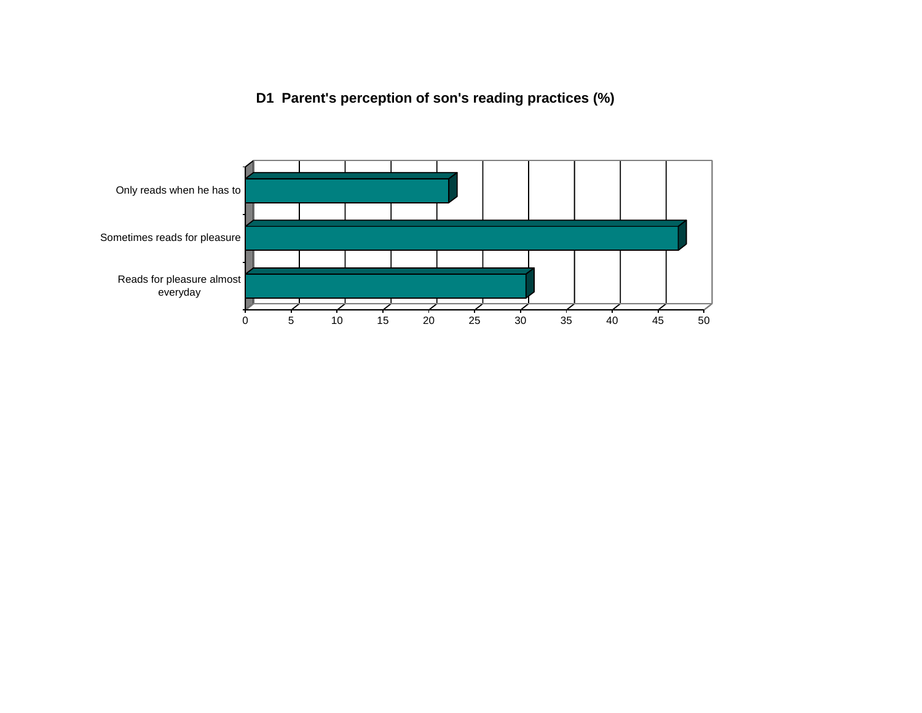**D1 Parent's perception of son's reading practices (%)**

| Category | % |
|---|---|
| Only reads when he has to | 22 |
| Sometimes reads for pleasure | 47 |
| Reads for pleasure almost everyday | 30.5 |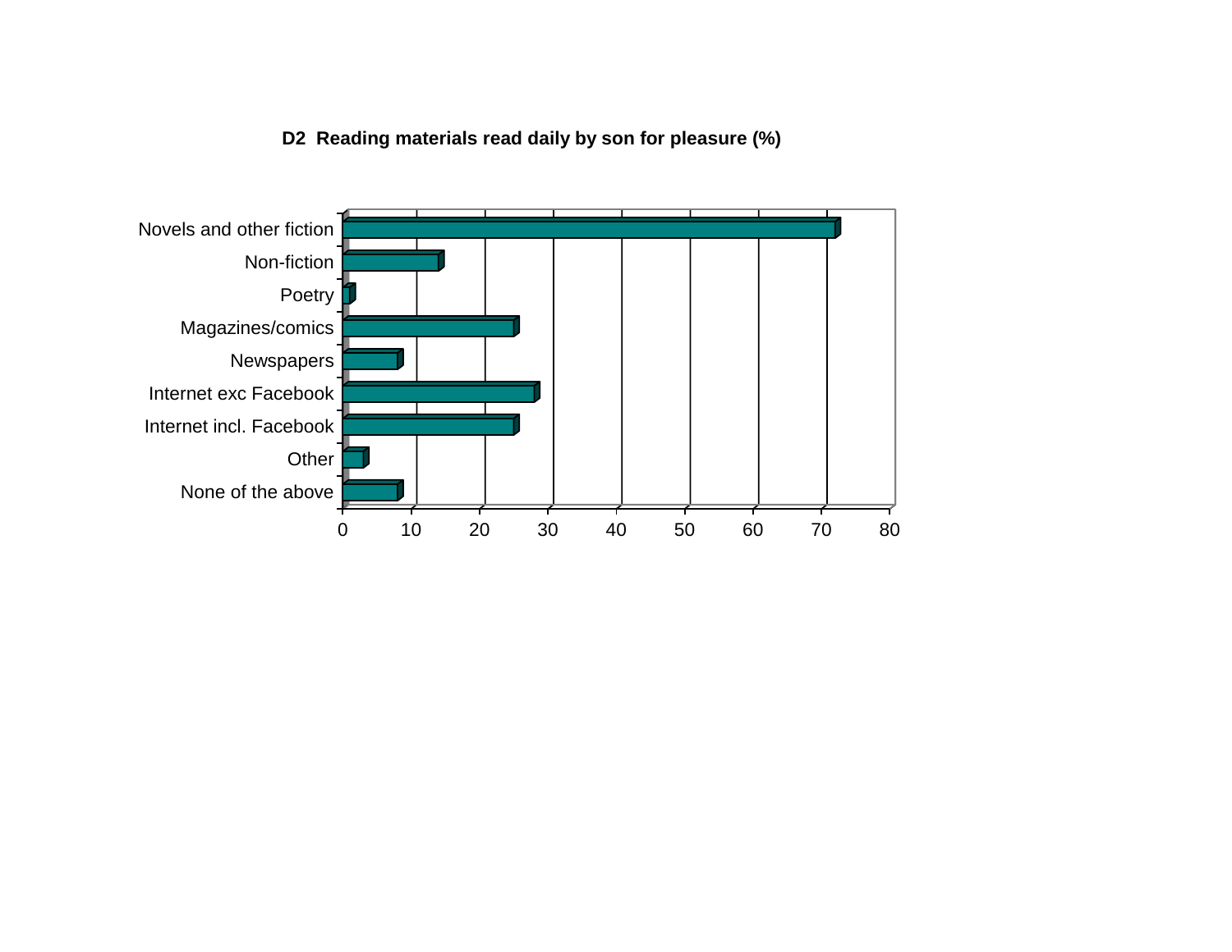**D2 Reading materials read daily by son for pleasure (%)**

| Category | % |
|---|---|
| Novels and other fiction | 72 |
| Non-fiction | 14 |
| Poetry | 1 |
| Magazines/comics | 25 |
| Newspapers | 8 |
| Internet exc Facebook | 28 |
| Internet incl. Facebook | 25 |
| Other | 3 |
| None of the above | 8 |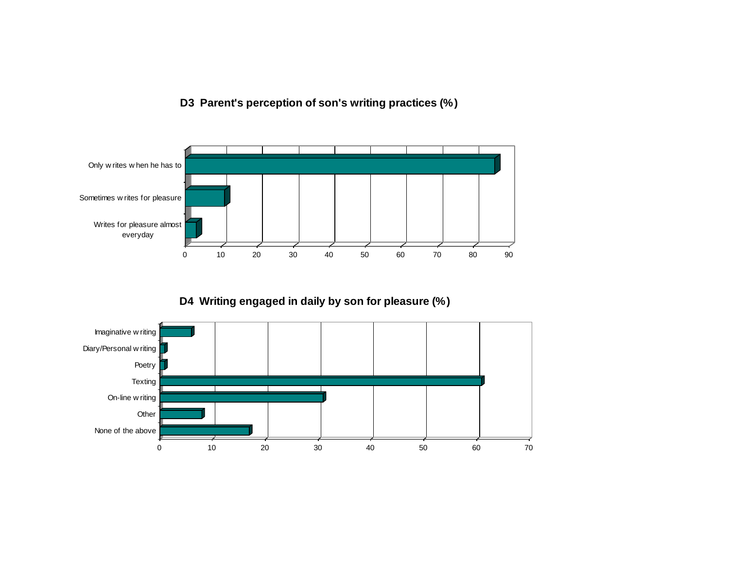**D3 Parent's perception of son's writing practices (%)**

- Only writes when he has to
- Sometimes writes for pleasure
- Writes for pleasure almost everyday

0 10 20 30 40 50 60 70 80 90

**D4 Writing engaged in daily by son for pleasure (%)**

- Imaginative writing
- Diary/Personal writing
- Poetry
- Texting
- On-line writing
- Other
- None of the above

0 10 20 30 40 50 60 70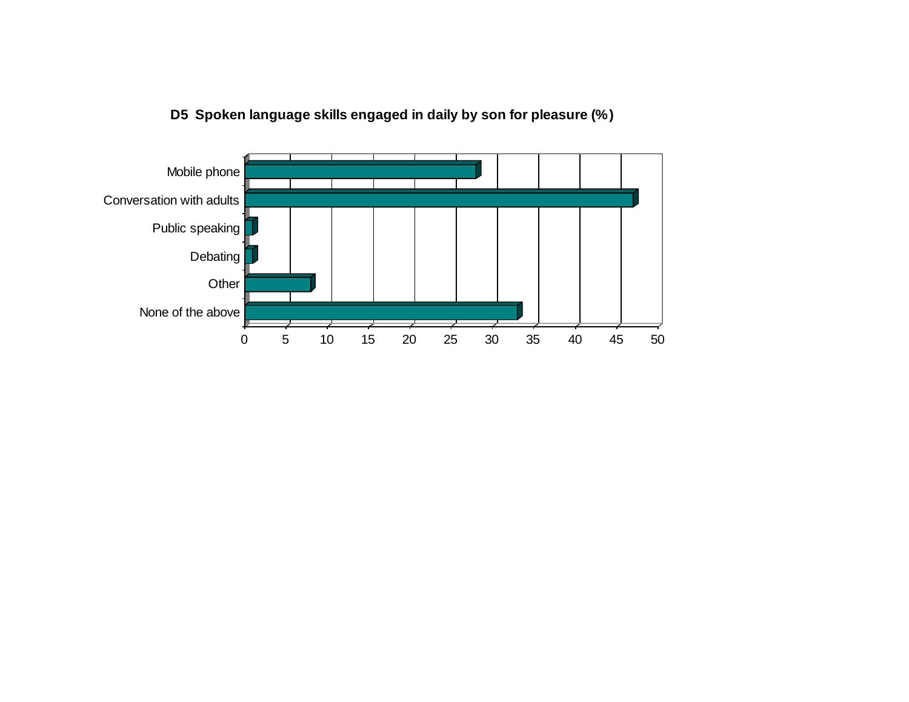**D5 Spoken language skills engaged in daily by son for pleasure (%)**

Mobile phone

Conversation with adults

Public speaking

Debating

Other

None of the above

0 5 10 15 20 25 30 35 40 45 50